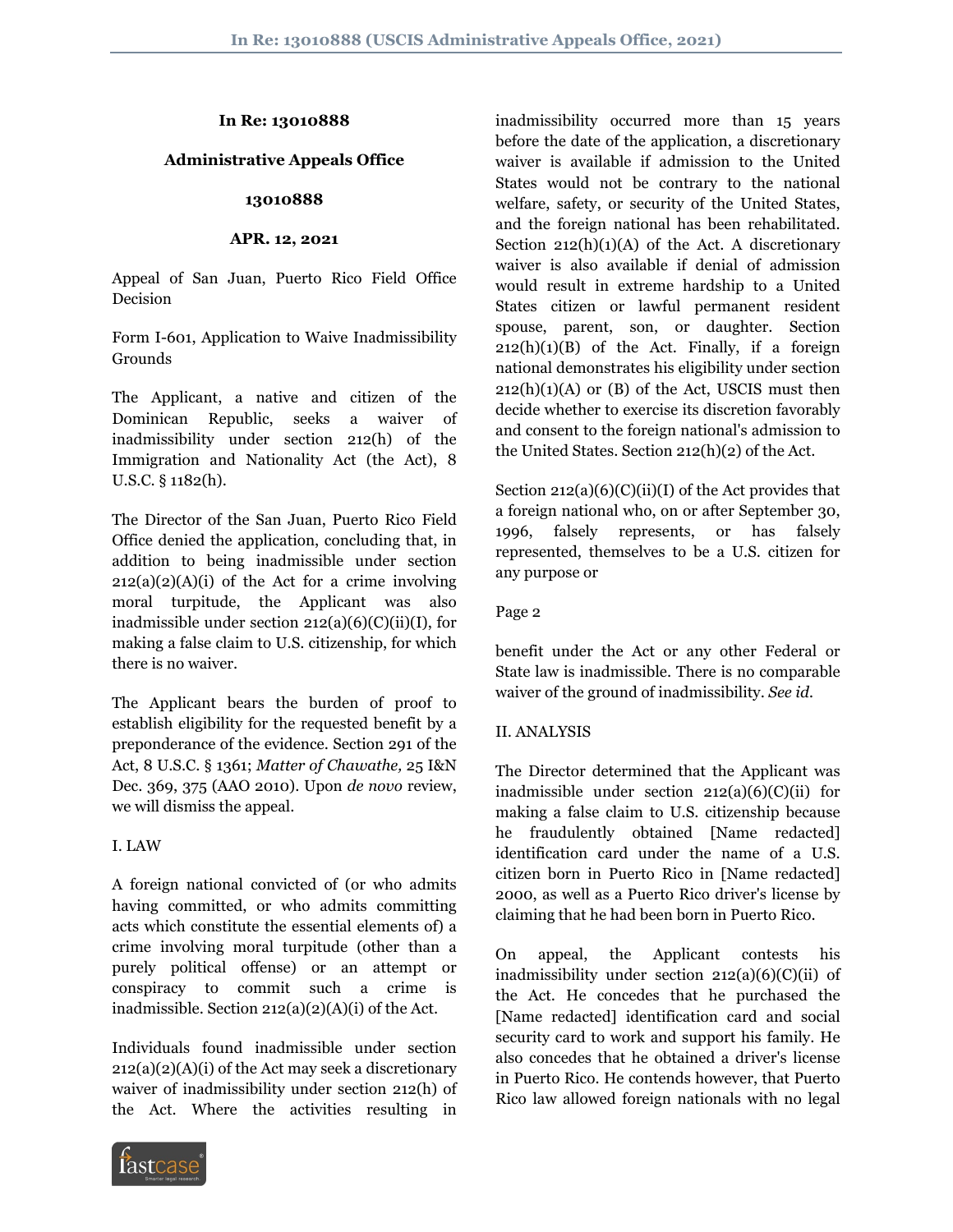**In Re: 13010888**

**Administrative Appeals Office**

**13010888**

**APR. 12, 2021**

Appeal of San Juan, Puerto Rico Field Office Decision

Form I-601, Application to Waive Inadmissibility Grounds

The Applicant, a native and citizen of the Dominican Republic, seeks a waiver of inadmissibility under section 212(h) of the Immigration and Nationality Act (the Act), 8 U.S.C. § 1182(h).

The Director of the San Juan, Puerto Rico Field Office denied the application, concluding that, in addition to being inadmissible under section 212(a)(2)(A)(i) of the Act for a crime involving moral turpitude, the Applicant was also inadmissible under section 212(a)(6)(C)(ii)(I), for making a false claim to U.S. citizenship, for which there is no waiver.

The Applicant bears the burden of proof to establish eligibility for the requested benefit by a preponderance of the evidence. Section 291 of the Act, 8 U.S.C. § 1361; *Matter of Chawathe,* 25 I&N Dec. 369, 375 (AAO 2010). Upon *de novo* review, we will dismiss the appeal.

I. LAW

A foreign national convicted of (or who admits having committed, or who admits committing acts which constitute the essential elements of) a crime involving moral turpitude (other than a purely political offense) or an attempt or conspiracy to commit such a crime is inadmissible. Section 212(a)(2)(A)(i) of the Act.

Individuals found inadmissible under section 212(a)(2)(A)(i) of the Act may seek a discretionary waiver of inadmissibility under section 212(h) of the Act. Where the activities resulting in inadmissibility occurred more than 15 years before the date of the application, a discretionary waiver is available if admission to the United States would not be contrary to the national welfare, safety, or security of the United States, and the foreign national has been rehabilitated. Section 212(h)(1)(A) of the Act. A discretionary waiver is also available if denial of admission would result in extreme hardship to a United States citizen or lawful permanent resident spouse, parent, son, or daughter. Section 212(h)(1)(B) of the Act. Finally, if a foreign national demonstrates his eligibility under section 212(h)(1)(A) or (B) of the Act, USCIS must then decide whether to exercise its discretion favorably and consent to the foreign national's admission to the United States. Section 212(h)(2) of the Act.

Section 212(a)(6)(C)(ii)(I) of the Act provides that a foreign national who, on or after September 30, 1996, falsely represents, or has falsely represented, themselves to be a U.S. citizen for any purpose or

Page 2

benefit under the Act or any other Federal or State law is inadmissible. There is no comparable waiver of the ground of inadmissibility. *See id.*

II. ANALYSIS

The Director determined that the Applicant was inadmissible under section 212(a)(6)(C)(ii) for making a false claim to U.S. citizenship because he fraudulently obtained [Name redacted] identification card under the name of a U.S. citizen born in Puerto Rico in [Name redacted] 2000, as well as a Puerto Rico driver's license by claiming that he had been born in Puerto Rico.

On appeal, the Applicant contests his inadmissibility under section 212(a)(6)(C)(ii) of the Act. He concedes that he purchased the [Name redacted] identification card and social security card to work and support his family. He also concedes that he obtained a driver's license in Puerto Rico. He contends however, that Puerto Rico law allowed foreign nationals with no legal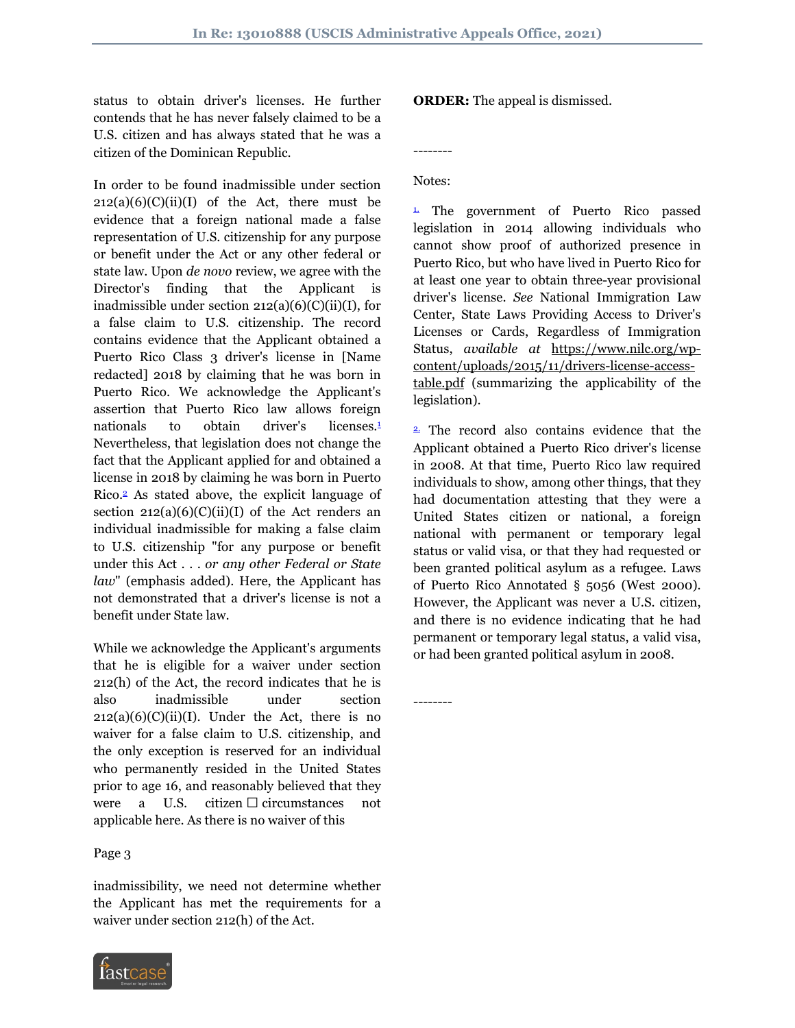status to obtain driver's licenses. He further contends that he has never falsely claimed to be a U.S. citizen and has always stated that he was a citizen of the Dominican Republic.

In order to be found inadmissible under section 212(a)(6)(C)(ii)(I) of the Act, there must be evidence that a foreign national made a false representation of U.S. citizenship for any purpose or benefit under the Act or any other federal or state law. Upon *de novo* review, we agree with the Director's finding that the Applicant is inadmissible under section 212(a)(6)(C)(ii)(I), for a false claim to U.S. citizenship. The record contains evidence that the Applicant obtained a Puerto Rico Class 3 driver's license in [Name redacted] 2018 by claiming that he was born in Puerto Rico. We acknowledge the Applicant's assertion that Puerto Rico law allows foreign nationals to obtain driver's licenses.[1] Nevertheless, that legislation does not change the fact that the Applicant applied for and obtained a license in 2018 by claiming he was born in Puerto Rico.[2] As stated above, the explicit language of section 212(a)(6)(C)(ii)(I) of the Act renders an individual inadmissible for making a false claim to U.S. citizenship "for any purpose or benefit under this Act . . . *or any other Federal or State law*" (emphasis added). Here, the Applicant has not demonstrated that a driver's license is not a benefit under State law.

While we acknowledge the Applicant's arguments that he is eligible for a waiver under section 212(h) of the Act, the record indicates that he is also inadmissible under section 212(a)(6)(C)(ii)(I). Under the Act, there is no waiver for a false claim to U.S. citizenship, and the only exception is reserved for an individual who permanently resided in the United States prior to age 16, and reasonably believed that they were a U.S. citizen □ circumstances not applicable here. As there is no waiver of this inadmissibility, we need not determine whether the Applicant has met the requirements for a waiver under section 212(h) of the Act.

**ORDER:** The appeal is dismissed.

--------

Notes:

[1] The government of Puerto Rico passed legislation in 2014 allowing individuals who cannot show proof of authorized presence in Puerto Rico, but who have lived in Puerto Rico for at least one year to obtain three-year provisional driver's license. *See* National Immigration Law Center, State Laws Providing Access to Driver's Licenses or Cards, Regardless of Immigration Status, *available at* https://www.nilc.org/wp-content/uploads/2015/11/drivers-license-access-table.pdf (summarizing the applicability of the legislation).

[2] The record also contains evidence that the Applicant obtained a Puerto Rico driver's license in 2008. At that time, Puerto Rico law required individuals to show, among other things, that they had documentation attesting that they were a United States citizen or national, a foreign national with permanent or temporary legal status or valid visa, or that they had requested or been granted political asylum as a refugee. Laws of Puerto Rico Annotated § 5056 (West 2000). However, the Applicant was never a U.S. citizen, and there is no evidence indicating that he had permanent or temporary legal status, a valid visa, or had been granted political asylum in 2008.

--------